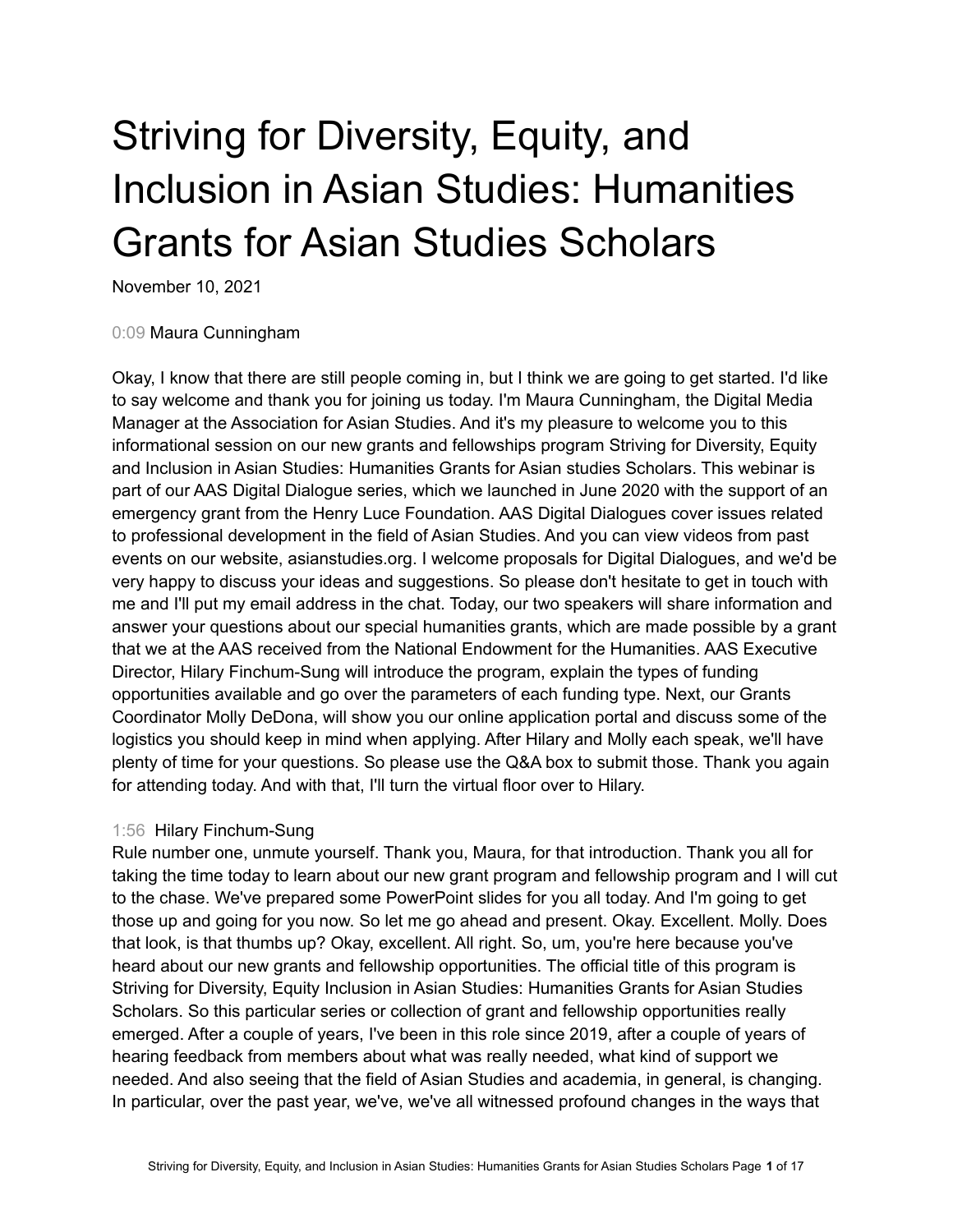# Striving for Diversity, Equity, and Inclusion in Asian Studies: Humanities Grants for Asian Studies Scholars

November 10, 2021

0:09 Maura Cunningham

Okay, I know that there are still people coming in, but I think we are going to get started. I'd like to say welcome and thank you for joining us today. I'm Maura Cunningham, the Digital Media Manager at the Association for Asian Studies. And it's my pleasure to welcome you to this informational session on our new grants and fellowships program Striving for Diversity, Equity and Inclusion in Asian Studies: Humanities Grants for Asian studies Scholars. This webinar is part of our AAS Digital Dialogue series, which we launched in June 2020 with the support of an emergency grant from the Henry Luce Foundation. AAS Digital Dialogues cover issues related to professional development in the field of Asian Studies. And you can view videos from past events on our website, asianstudies.org. I welcome proposals for Digital Dialogues, and we'd be very happy to discuss your ideas and suggestions. So please don't hesitate to get in touch with me and I'll put my email address in the chat. Today, our two speakers will share information and answer your questions about our special humanities grants, which are made possible by a grant that we at the AAS received from the National Endowment for the Humanities. AAS Executive Director, Hilary Finchum-Sung will introduce the program, explain the types of funding opportunities available and go over the parameters of each funding type. Next, our Grants Coordinator Molly DeDona, will show you our online application portal and discuss some of the logistics you should keep in mind when applying. After Hilary and Molly each speak, we'll have plenty of time for your questions. So please use the Q&A box to submit those. Thank you again for attending today. And with that, I'll turn the virtual floor over to Hilary.

1:56 Hilary Finchum-Sung

Rule number one, unmute yourself. Thank you, Maura, for that introduction. Thank you all for taking the time today to learn about our new grant program and fellowship program and I will cut to the chase. We've prepared some PowerPoint slides for you all today. And I'm going to get those up and going for you now. So let me go ahead and present. Okay. Excellent. Molly. Does that look, is that thumbs up? Okay, excellent. All right. So, um, you're here because you've heard about our new grants and fellowship opportunities. The official title of this program is Striving for Diversity, Equity Inclusion in Asian Studies: Humanities Grants for Asian Studies Scholars. So this particular series or collection of grant and fellowship opportunities really emerged. After a couple of years, I've been in this role since 2019, after a couple of years of hearing feedback from members about what was really needed, what kind of support we needed. And also seeing that the field of Asian Studies and academia, in general, is changing. In particular, over the past year, we've, we've all witnessed profound changes in the ways that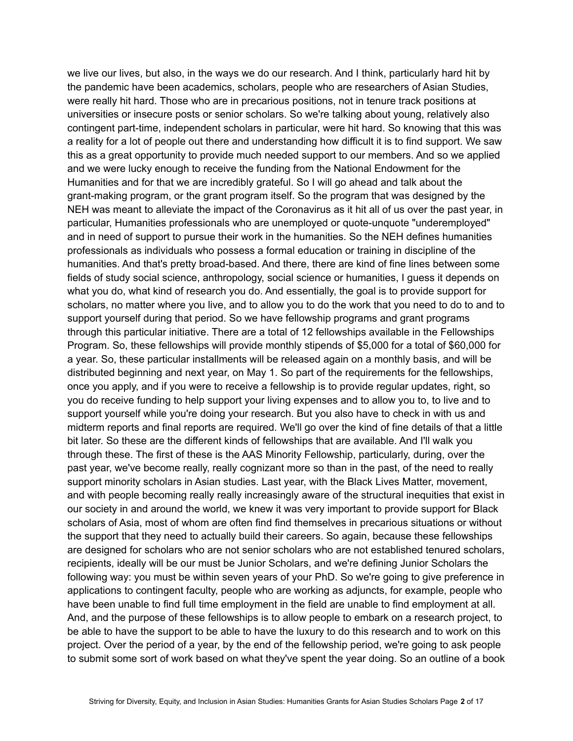we live our lives, but also, in the ways we do our research. And I think, particularly hard hit by the pandemic have been academics, scholars, people who are researchers of Asian Studies, were really hit hard. Those who are in precarious positions, not in tenure track positions at universities or insecure posts or senior scholars. So we're talking about young, relatively also contingent part-time, independent scholars in particular, were hit hard. So knowing that this was a reality for a lot of people out there and understanding how difficult it is to find support. We saw this as a great opportunity to provide much needed support to our members. And so we applied and we were lucky enough to receive the funding from the National Endowment for the Humanities and for that we are incredibly grateful. So I will go ahead and talk about the grant-making program, or the grant program itself. So the program that was designed by the NEH was meant to alleviate the impact of the Coronavirus as it hit all of us over the past year, in particular, Humanities professionals who are unemployed or quote-unquote "underemployed" and in need of support to pursue their work in the humanities. So the NEH defines humanities professionals as individuals who possess a formal education or training in discipline of the humanities. And that's pretty broad-based. And there, there are kind of fine lines between some fields of study social science, anthropology, social science or humanities, I guess it depends on what you do, what kind of research you do. And essentially, the goal is to provide support for scholars, no matter where you live, and to allow you to do the work that you need to do to and to support yourself during that period. So we have fellowship programs and grant programs through this particular initiative. There are a total of 12 fellowships available in the Fellowships Program. So, these fellowships will provide monthly stipends of $5,000 for a total of $60,000 for a year. So, these particular installments will be released again on a monthly basis, and will be distributed beginning and next year, on May 1. So part of the requirements for the fellowships, once you apply, and if you were to receive a fellowship is to provide regular updates, right, so you do receive funding to help support your living expenses and to allow you to, to live and to support yourself while you're doing your research. But you also have to check in with us and midterm reports and final reports are required. We'll go over the kind of fine details of that a little bit later. So these are the different kinds of fellowships that are available. And I'll walk you through these. The first of these is the AAS Minority Fellowship, particularly, during, over the past year, we've become really, really cognizant more so than in the past, of the need to really support minority scholars in Asian studies. Last year, with the Black Lives Matter, movement, and with people becoming really really increasingly aware of the structural inequities that exist in our society in and around the world, we knew it was very important to provide support for Black scholars of Asia, most of whom are often find find themselves in precarious situations or without the support that they need to actually build their careers. So again, because these fellowships are designed for scholars who are not senior scholars who are not established tenured scholars, recipients, ideally will be our must be Junior Scholars, and we're defining Junior Scholars the following way: you must be within seven years of your PhD. So we're going to give preference in applications to contingent faculty, people who are working as adjuncts, for example, people who have been unable to find full time employment in the field are unable to find employment at all. And, and the purpose of these fellowships is to allow people to embark on a research project, to be able to have the support to be able to have the luxury to do this research and to work on this project. Over the period of a year, by the end of the fellowship period, we're going to ask people to submit some sort of work based on what they've spent the year doing. So an outline of a book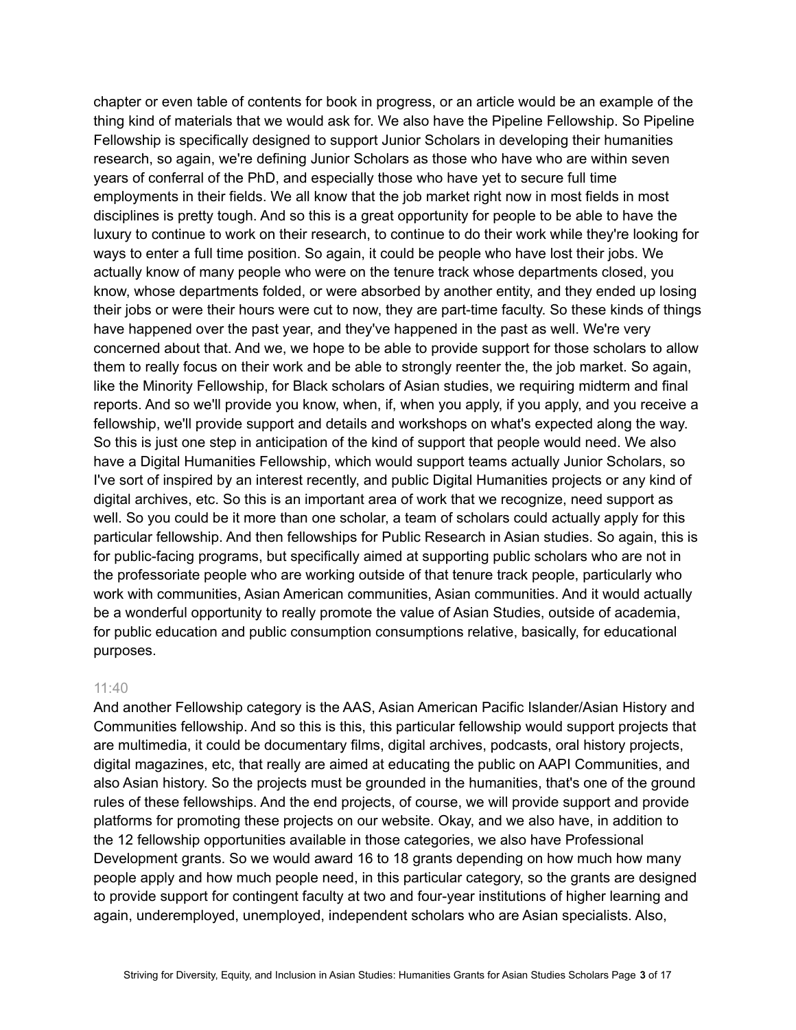chapter or even table of contents for book in progress, or an article would be an example of the thing kind of materials that we would ask for. We also have the Pipeline Fellowship. So Pipeline Fellowship is specifically designed to support Junior Scholars in developing their humanities research, so again, we're defining Junior Scholars as those who have who are within seven years of conferral of the PhD, and especially those who have yet to secure full time employments in their fields. We all know that the job market right now in most fields in most disciplines is pretty tough. And so this is a great opportunity for people to be able to have the luxury to continue to work on their research, to continue to do their work while they're looking for ways to enter a full time position. So again, it could be people who have lost their jobs. We actually know of many people who were on the tenure track whose departments closed, you know, whose departments folded, or were absorbed by another entity, and they ended up losing their jobs or were their hours were cut to now, they are part-time faculty. So these kinds of things have happened over the past year, and they've happened in the past as well. We're very concerned about that. And we, we hope to be able to provide support for those scholars to allow them to really focus on their work and be able to strongly reenter the, the job market. So again, like the Minority Fellowship, for Black scholars of Asian studies, we requiring midterm and final reports. And so we'll provide you know, when, if, when you apply, if you apply, and you receive a fellowship, we'll provide support and details and workshops on what's expected along the way. So this is just one step in anticipation of the kind of support that people would need. We also have a Digital Humanities Fellowship, which would support teams actually Junior Scholars, so I've sort of inspired by an interest recently, and public Digital Humanities projects or any kind of digital archives, etc. So this is an important area of work that we recognize, need support as well. So you could be it more than one scholar, a team of scholars could actually apply for this particular fellowship. And then fellowships for Public Research in Asian studies. So again, this is for public-facing programs, but specifically aimed at supporting public scholars who are not in the professoriate people who are working outside of that tenure track people, particularly who work with communities, Asian American communities, Asian communities. And it would actually be a wonderful opportunity to really promote the value of Asian Studies, outside of academia, for public education and public consumption consumptions relative, basically, for educational purposes.

11:40

And another Fellowship category is the AAS, Asian American Pacific Islander/Asian History and Communities fellowship. And so this is this, this particular fellowship would support projects that are multimedia, it could be documentary films, digital archives, podcasts, oral history projects, digital magazines, etc, that really are aimed at educating the public on AAPI Communities, and also Asian history. So the projects must be grounded in the humanities, that's one of the ground rules of these fellowships. And the end projects, of course, we will provide support and provide platforms for promoting these projects on our website. Okay, and we also have, in addition to the 12 fellowship opportunities available in those categories, we also have Professional Development grants. So we would award 16 to 18 grants depending on how much how many people apply and how much people need, in this particular category, so the grants are designed to provide support for contingent faculty at two and four-year institutions of higher learning and again, underemployed, unemployed, independent scholars who are Asian specialists. Also,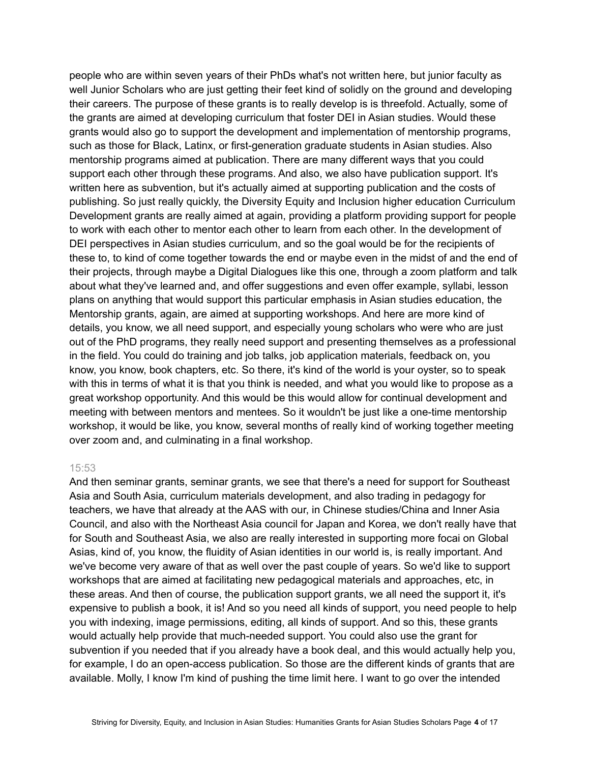people who are within seven years of their PhDs what's not written here, but junior faculty as well Junior Scholars who are just getting their feet kind of solidly on the ground and developing their careers. The purpose of these grants is to really develop is is threefold. Actually, some of the grants are aimed at developing curriculum that foster DEI in Asian studies. Would these grants would also go to support the development and implementation of mentorship programs, such as those for Black, Latinx, or first-generation graduate students in Asian studies. Also mentorship programs aimed at publication. There are many different ways that you could support each other through these programs. And also, we also have publication support. It's written here as subvention, but it's actually aimed at supporting publication and the costs of publishing. So just really quickly, the Diversity Equity and Inclusion higher education Curriculum Development grants are really aimed at again, providing a platform providing support for people to work with each other to mentor each other to learn from each other. In the development of DEI perspectives in Asian studies curriculum, and so the goal would be for the recipients of these to, to kind of come together towards the end or maybe even in the midst of and the end of their projects, through maybe a Digital Dialogues like this one, through a zoom platform and talk about what they've learned and, and offer suggestions and even offer example, syllabi, lesson plans on anything that would support this particular emphasis in Asian studies education, the Mentorship grants, again, are aimed at supporting workshops. And here are more kind of details, you know, we all need support, and especially young scholars who were who are just out of the PhD programs, they really need support and presenting themselves as a professional in the field. You could do training and job talks, job application materials, feedback on, you know, you know, book chapters, etc. So there, it's kind of the world is your oyster, so to speak with this in terms of what it is that you think is needed, and what you would like to propose as a great workshop opportunity. And this would be this would allow for continual development and meeting with between mentors and mentees. So it wouldn't be just like a one-time mentorship workshop, it would be like, you know, several months of really kind of working together meeting over zoom and, and culminating in a final workshop.

15:53

And then seminar grants, seminar grants, we see that there's a need for support for Southeast Asia and South Asia, curriculum materials development, and also trading in pedagogy for teachers, we have that already at the AAS with our, in Chinese studies/China and Inner Asia Council, and also with the Northeast Asia council for Japan and Korea, we don't really have that for South and Southeast Asia, we also are really interested in supporting more focai on Global Asias, kind of, you know, the fluidity of Asian identities in our world is, is really important. And we've become very aware of that as well over the past couple of years. So we'd like to support workshops that are aimed at facilitating new pedagogical materials and approaches, etc, in these areas. And then of course, the publication support grants, we all need the support it, it's expensive to publish a book, it is! And so you need all kinds of support, you need people to help you with indexing, image permissions, editing, all kinds of support. And so this, these grants would actually help provide that much-needed support. You could also use the grant for subvention if you needed that if you already have a book deal, and this would actually help you, for example, I do an open-access publication. So those are the different kinds of grants that are available. Molly, I know I'm kind of pushing the time limit here. I want to go over the intended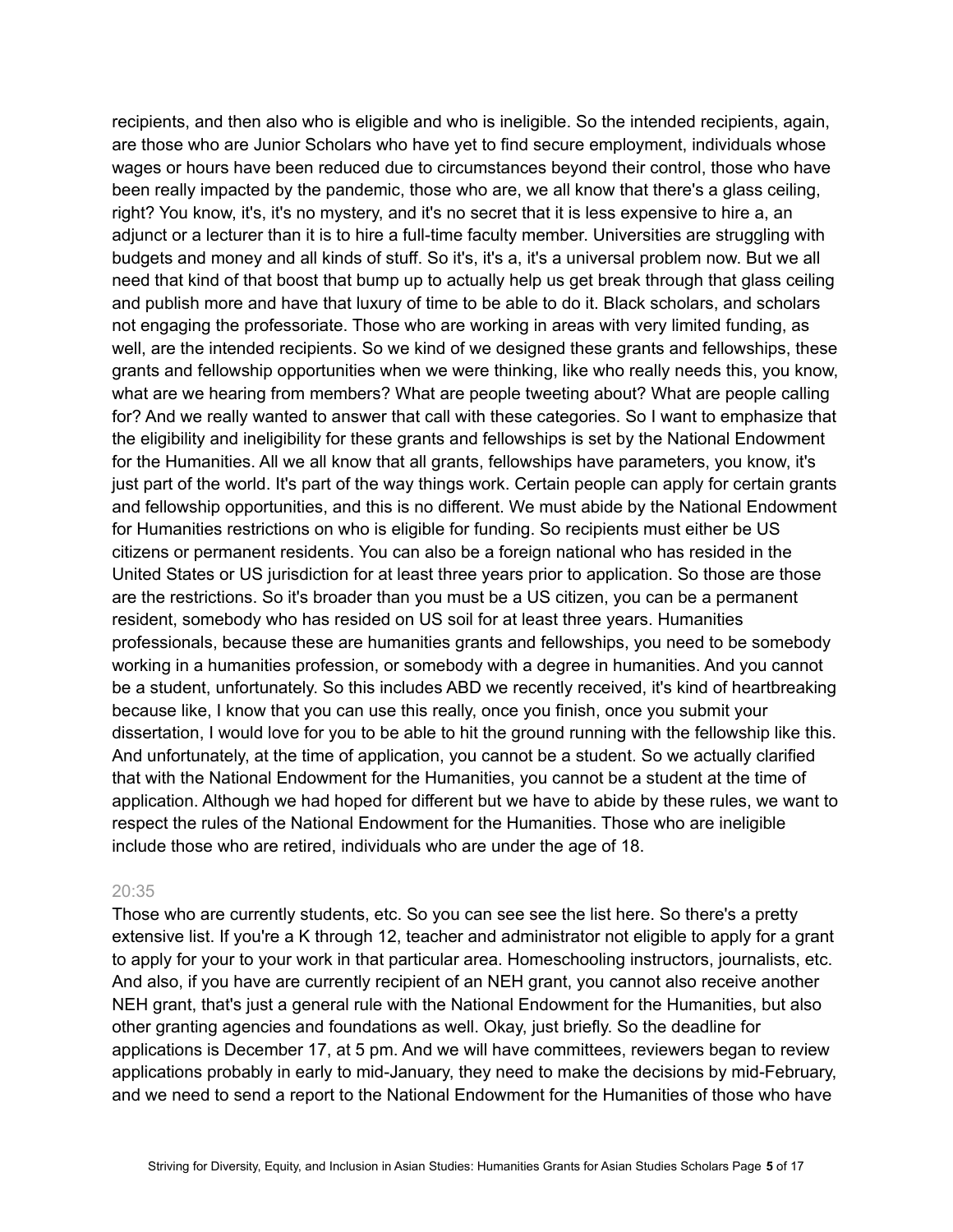recipients, and then also who is eligible and who is ineligible. So the intended recipients, again, are those who are Junior Scholars who have yet to find secure employment, individuals whose wages or hours have been reduced due to circumstances beyond their control, those who have been really impacted by the pandemic, those who are, we all know that there's a glass ceiling, right? You know, it's, it's no mystery, and it's no secret that it is less expensive to hire a, an adjunct or a lecturer than it is to hire a full-time faculty member. Universities are struggling with budgets and money and all kinds of stuff. So it's, it's a, it's a universal problem now. But we all need that kind of that boost that bump up to actually help us get break through that glass ceiling and publish more and have that luxury of time to be able to do it. Black scholars, and scholars not engaging the professoriate. Those who are working in areas with very limited funding, as well, are the intended recipients. So we kind of we designed these grants and fellowships, these grants and fellowship opportunities when we were thinking, like who really needs this, you know, what are we hearing from members? What are people tweeting about? What are people calling for? And we really wanted to answer that call with these categories. So I want to emphasize that the eligibility and ineligibility for these grants and fellowships is set by the National Endowment for the Humanities. All we all know that all grants, fellowships have parameters, you know, it's just part of the world. It's part of the way things work. Certain people can apply for certain grants and fellowship opportunities, and this is no different. We must abide by the National Endowment for Humanities restrictions on who is eligible for funding. So recipients must either be US citizens or permanent residents. You can also be a foreign national who has resided in the United States or US jurisdiction for at least three years prior to application. So those are those are the restrictions. So it's broader than you must be a US citizen, you can be a permanent resident, somebody who has resided on US soil for at least three years. Humanities professionals, because these are humanities grants and fellowships, you need to be somebody working in a humanities profession, or somebody with a degree in humanities. And you cannot be a student, unfortunately. So this includes ABD we recently received, it's kind of heartbreaking because like, I know that you can use this really, once you finish, once you submit your dissertation, I would love for you to be able to hit the ground running with the fellowship like this. And unfortunately, at the time of application, you cannot be a student. So we actually clarified that with the National Endowment for the Humanities, you cannot be a student at the time of application. Although we had hoped for different but we have to abide by these rules, we want to respect the rules of the National Endowment for the Humanities. Those who are ineligible include those who are retired, individuals who are under the age of 18.

20:35

Those who are currently students, etc. So you can see see the list here. So there's a pretty extensive list. If you're a K through 12, teacher and administrator not eligible to apply for a grant to apply for your to your work in that particular area. Homeschooling instructors, journalists, etc. And also, if you have are currently recipient of an NEH grant, you cannot also receive another NEH grant, that's just a general rule with the National Endowment for the Humanities, but also other granting agencies and foundations as well. Okay, just briefly. So the deadline for applications is December 17, at 5 pm. And we will have committees, reviewers began to review applications probably in early to mid-January, they need to make the decisions by mid-February, and we need to send a report to the National Endowment for the Humanities of those who have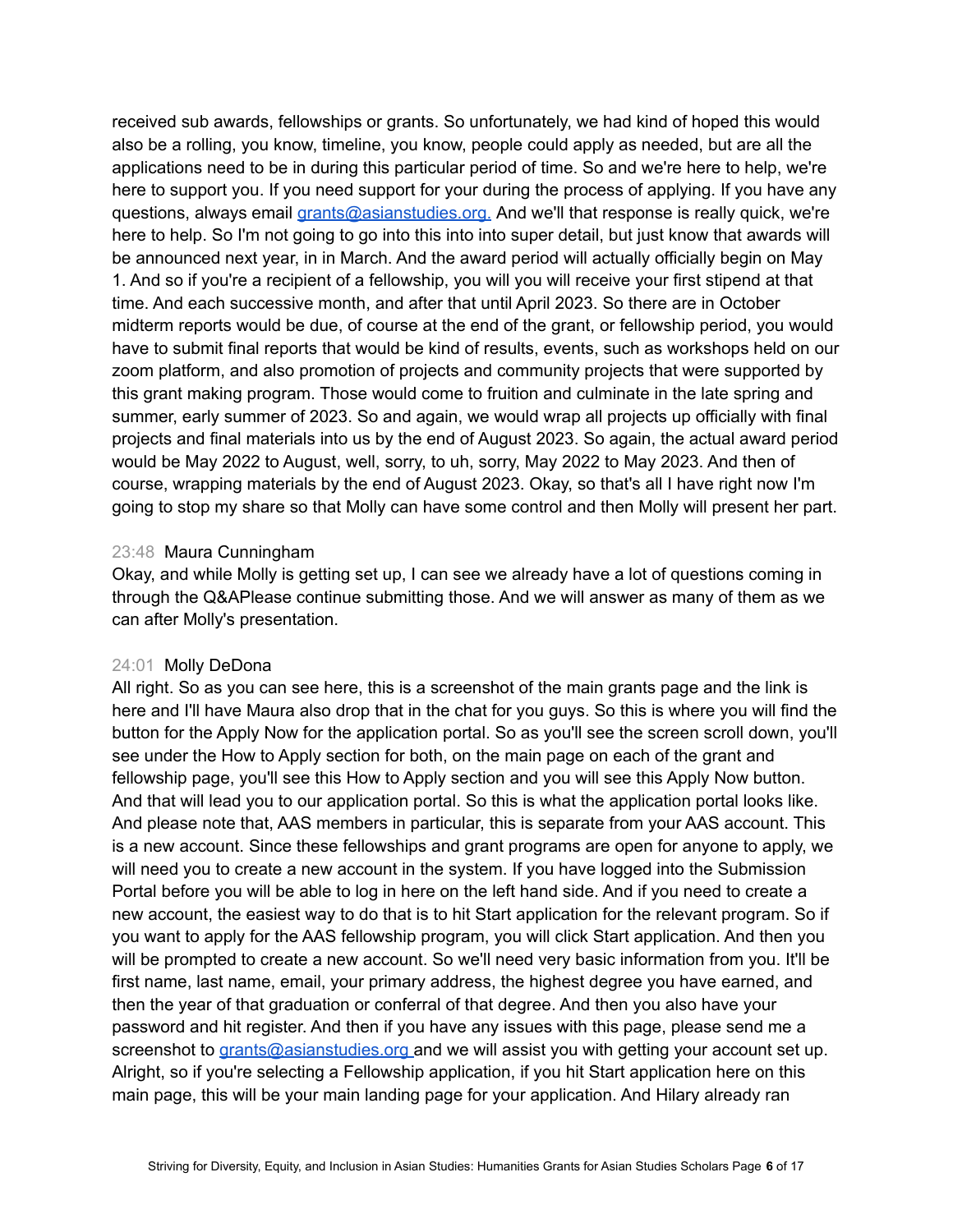received sub awards, fellowships or grants. So unfortunately, we had kind of hoped this would also be a rolling, you know, timeline, you know, people could apply as needed, but are all the applications need to be in during this particular period of time. So and we're here to help, we're here to support you. If you need support for your during the process of applying. If you have any questions, always email grants@asianstudies.org. And we'll that response is really quick, we're here to help. So I'm not going to go into this into super detail, but just know that awards will be announced next year, in in March. And the award period will actually officially begin on May 1. And so if you're a recipient of a fellowship, you will you will receive your first stipend at that time. And each successive month, and after that until April 2023. So there are in October midterm reports would be due, of course at the end of the grant, or fellowship period, you would have to submit final reports that would be kind of results, events, such as workshops held on our zoom platform, and also promotion of projects and community projects that were supported by this grant making program. Those would come to fruition and culminate in the late spring and summer, early summer of 2023. So and again, we would wrap all projects up officially with final projects and final materials into us by the end of August 2023. So again, the actual award period would be May 2022 to August, well, sorry, to uh, sorry, May 2022 to May 2023. And then of course, wrapping materials by the end of August 2023. Okay, so that's all I have right now I'm going to stop my share so that Molly can have some control and then Molly will present her part.

23:48 Maura Cunningham
Okay, and while Molly is getting set up, I can see we already have a lot of questions coming in through the Q&APlease continue submitting those. And we will answer as many of them as we can after Molly's presentation.

24:01 Molly DeDona
All right. So as you can see here, this is a screenshot of the main grants page and the link is here and I'll have Maura also drop that in the chat for you guys. So this is where you will find the button for the Apply Now for the application portal. So as you'll see the screen scroll down, you'll see under the How to Apply section for both, on the main page on each of the grant and fellowship page, you'll see this How to Apply section and you will see this Apply Now button. And that will lead you to our application portal. So this is what the application portal looks like. And please note that, AAS members in particular, this is separate from your AAS account. This is a new account. Since these fellowships and grant programs are open for anyone to apply, we will need you to create a new account in the system. If you have logged into the Submission Portal before you will be able to log in here on the left hand side. And if you need to create a new account, the easiest way to do that is to hit Start application for the relevant program. So if you want to apply for the AAS fellowship program, you will click Start application. And then you will be prompted to create a new account. So we'll need very basic information from you. It'll be first name, last name, email, your primary address, the highest degree you have earned, and then the year of that graduation or conferral of that degree. And then you also have your password and hit register. And then if you have any issues with this page, please send me a screenshot to grants@asianstudies.org and we will assist you with getting your account set up. Alright, so if you're selecting a Fellowship application, if you hit Start application here on this main page, this will be your main landing page for your application. And Hilary already ran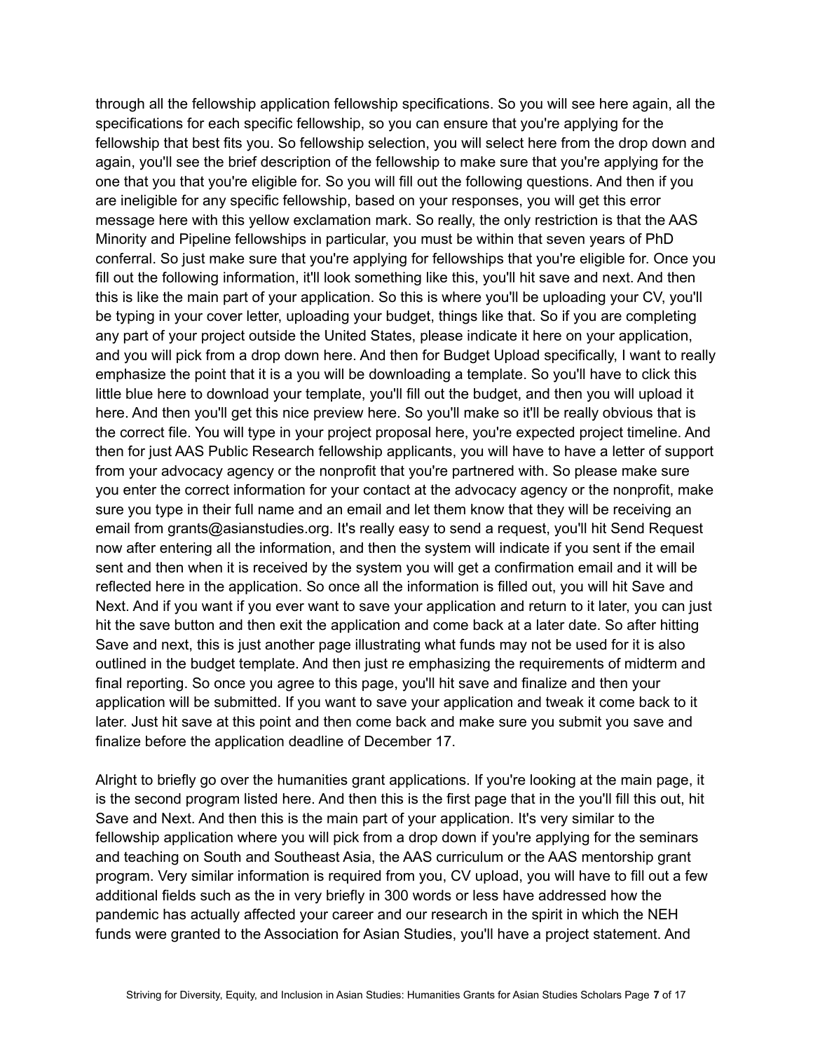through all the fellowship application fellowship specifications. So you will see here again, all the specifications for each specific fellowship, so you can ensure that you're applying for the fellowship that best fits you. So fellowship selection, you will select here from the drop down and again, you'll see the brief description of the fellowship to make sure that you're applying for the one that you that you're eligible for. So you will fill out the following questions. And then if you are ineligible for any specific fellowship, based on your responses, you will get this error message here with this yellow exclamation mark. So really, the only restriction is that the AAS Minority and Pipeline fellowships in particular, you must be within that seven years of PhD conferral. So just make sure that you're applying for fellowships that you're eligible for. Once you fill out the following information, it'll look something like this, you'll hit save and next. And then this is like the main part of your application. So this is where you'll be uploading your CV, you'll be typing in your cover letter, uploading your budget, things like that. So if you are completing any part of your project outside the United States, please indicate it here on your application, and you will pick from a drop down here. And then for Budget Upload specifically, I want to really emphasize the point that it is a you will be downloading a template. So you'll have to click this little blue here to download your template, you'll fill out the budget, and then you will upload it here. And then you'll get this nice preview here. So you'll make so it'll be really obvious that is the correct file. You will type in your project proposal here, you're expected project timeline. And then for just AAS Public Research fellowship applicants, you will have to have a letter of support from your advocacy agency or the nonprofit that you're partnered with. So please make sure you enter the correct information for your contact at the advocacy agency or the nonprofit, make sure you type in their full name and an email and let them know that they will be receiving an email from grants@asianstudies.org. It's really easy to send a request, you'll hit Send Request now after entering all the information, and then the system will indicate if you sent if the email sent and then when it is received by the system you will get a confirmation email and it will be reflected here in the application. So once all the information is filled out, you will hit Save and Next. And if you want if you ever want to save your application and return to it later, you can just hit the save button and then exit the application and come back at a later date. So after hitting Save and next, this is just another page illustrating what funds may not be used for it is also outlined in the budget template. And then just re emphasizing the requirements of midterm and final reporting. So once you agree to this page, you'll hit save and finalize and then your application will be submitted. If you want to save your application and tweak it come back to it later. Just hit save at this point and then come back and make sure you submit you save and finalize before the application deadline of December 17.

Alright to briefly go over the humanities grant applications. If you're looking at the main page, it is the second program listed here. And then this is the first page that in the you'll fill this out, hit Save and Next. And then this is the main part of your application. It's very similar to the fellowship application where you will pick from a drop down if you're applying for the seminars and teaching on South and Southeast Asia, the AAS curriculum or the AAS mentorship grant program. Very similar information is required from you, CV upload, you will have to fill out a few additional fields such as the in very briefly in 300 words or less have addressed how the pandemic has actually affected your career and our research in the spirit in which the NEH funds were granted to the Association for Asian Studies, you'll have a project statement. And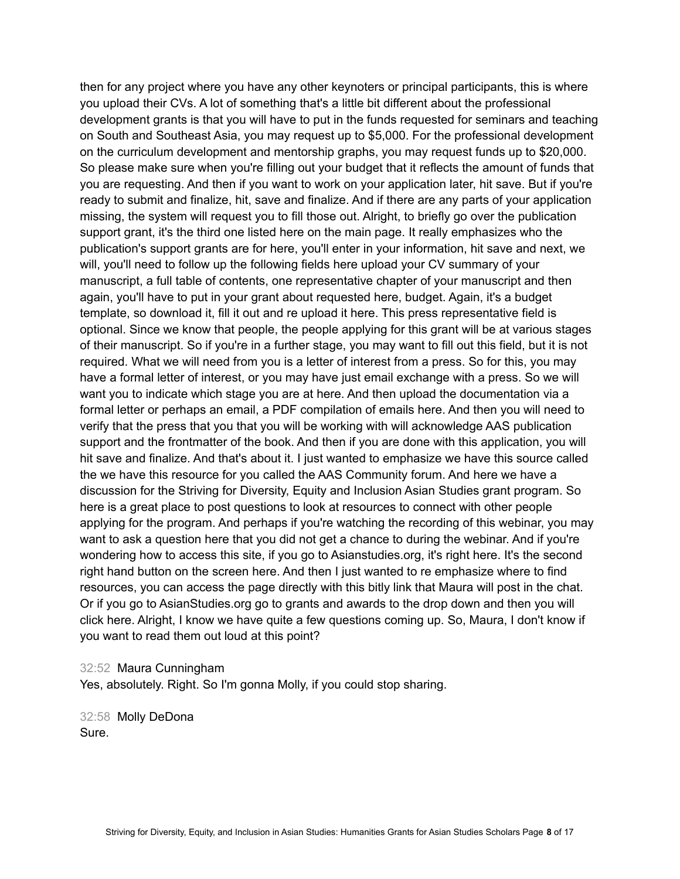then for any project where you have any other keynoters or principal participants, this is where you upload their CVs. A lot of something that's a little bit different about the professional development grants is that you will have to put in the funds requested for seminars and teaching on South and Southeast Asia, you may request up to $5,000. For the professional development on the curriculum development and mentorship graphs, you may request funds up to $20,000. So please make sure when you're filling out your budget that it reflects the amount of funds that you are requesting. And then if you want to work on your application later, hit save. But if you're ready to submit and finalize, hit, save and finalize. And if there are any parts of your application missing, the system will request you to fill those out. Alright, to briefly go over the publication support grant, it's the third one listed here on the main page. It really emphasizes who the publication's support grants are for here, you'll enter in your information, hit save and next, we will, you'll need to follow up the following fields here upload your CV summary of your manuscript, a full table of contents, one representative chapter of your manuscript and then again, you'll have to put in your grant about requested here, budget. Again, it's a budget template, so download it, fill it out and re upload it here. This press representative field is optional. Since we know that people, the people applying for this grant will be at various stages of their manuscript. So if you're in a further stage, you may want to fill out this field, but it is not required. What we will need from you is a letter of interest from a press. So for this, you may have a formal letter of interest, or you may have just email exchange with a press. So we will want you to indicate which stage you are at here. And then upload the documentation via a formal letter or perhaps an email, a PDF compilation of emails here. And then you will need to verify that the press that you that you will be working with will acknowledge AAS publication support and the frontmatter of the book. And then if you are done with this application, you will hit save and finalize. And that's about it. I just wanted to emphasize we have this source called the we have this resource for you called the AAS Community forum. And here we have a discussion for the Striving for Diversity, Equity and Inclusion Asian Studies grant program. So here is a great place to post questions to look at resources to connect with other people applying for the program. And perhaps if you're watching the recording of this webinar, you may want to ask a question here that you did not get a chance to during the webinar. And if you're wondering how to access this site, if you go to Asianstudies.org, it's right here. It's the second right hand button on the screen here. And then I just wanted to re emphasize where to find resources, you can access the page directly with this bitly link that Maura will post in the chat. Or if you go to AsianStudies.org go to grants and awards to the drop down and then you will click here. Alright, I know we have quite a few questions coming up. So, Maura, I don't know if you want to read them out loud at this point?

32:52 Maura Cunningham
Yes, absolutely. Right. So I'm gonna Molly, if you could stop sharing.

32:58 Molly DeDona
Sure.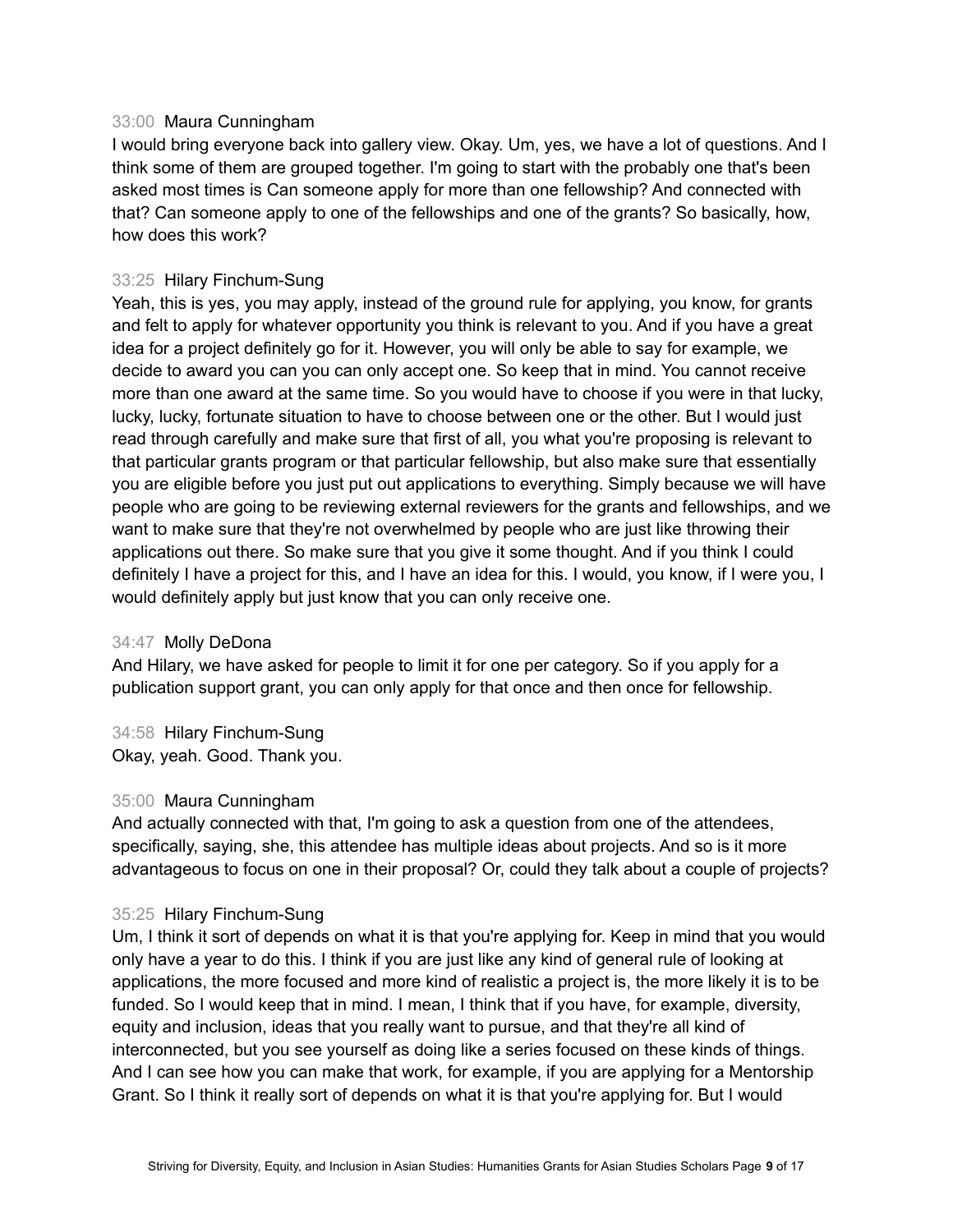33:00 Maura Cunningham
I would bring everyone back into gallery view. Okay. Um, yes, we have a lot of questions. And I think some of them are grouped together. I'm going to start with the probably one that's been asked most times is Can someone apply for more than one fellowship? And connected with that? Can someone apply to one of the fellowships and one of the grants? So basically, how, how does this work?

33:25 Hilary Finchum-Sung
Yeah, this is yes, you may apply, instead of the ground rule for applying, you know, for grants and felt to apply for whatever opportunity you think is relevant to you. And if you have a great idea for a project definitely go for it. However, you will only be able to say for example, we decide to award you can you can only accept one. So keep that in mind. You cannot receive more than one award at the same time. So you would have to choose if you were in that lucky, lucky, lucky, fortunate situation to have to choose between one or the other. But I would just read through carefully and make sure that first of all, you what you're proposing is relevant to that particular grants program or that particular fellowship, but also make sure that essentially you are eligible before you just put out applications to everything. Simply because we will have people who are going to be reviewing external reviewers for the grants and fellowships, and we want to make sure that they're not overwhelmed by people who are just like throwing their applications out there. So make sure that you give it some thought. And if you think I could definitely I have a project for this, and I have an idea for this. I would, you know, if I were you, I would definitely apply but just know that you can only receive one.

34:47 Molly DeDona
And Hilary, we have asked for people to limit it for one per category. So if you apply for a publication support grant, you can only apply for that once and then once for fellowship.

34:58 Hilary Finchum-Sung
Okay, yeah. Good. Thank you.

35:00 Maura Cunningham
And actually connected with that, I'm going to ask a question from one of the attendees, specifically, saying, she, this attendee has multiple ideas about projects. And so is it more advantageous to focus on one in their proposal? Or, could they talk about a couple of projects?

35:25 Hilary Finchum-Sung
Um, I think it sort of depends on what it is that you're applying for. Keep in mind that you would only have a year to do this. I think if you are just like any kind of general rule of looking at applications, the more focused and more kind of realistic a project is, the more likely it is to be funded. So I would keep that in mind. I mean, I think that if you have, for example, diversity, equity and inclusion, ideas that you really want to pursue, and that they're all kind of interconnected, but you see yourself as doing like a series focused on these kinds of things. And I can see how you can make that work, for example, if you are applying for a Mentorship Grant. So I think it really sort of depends on what it is that you're applying for. But I would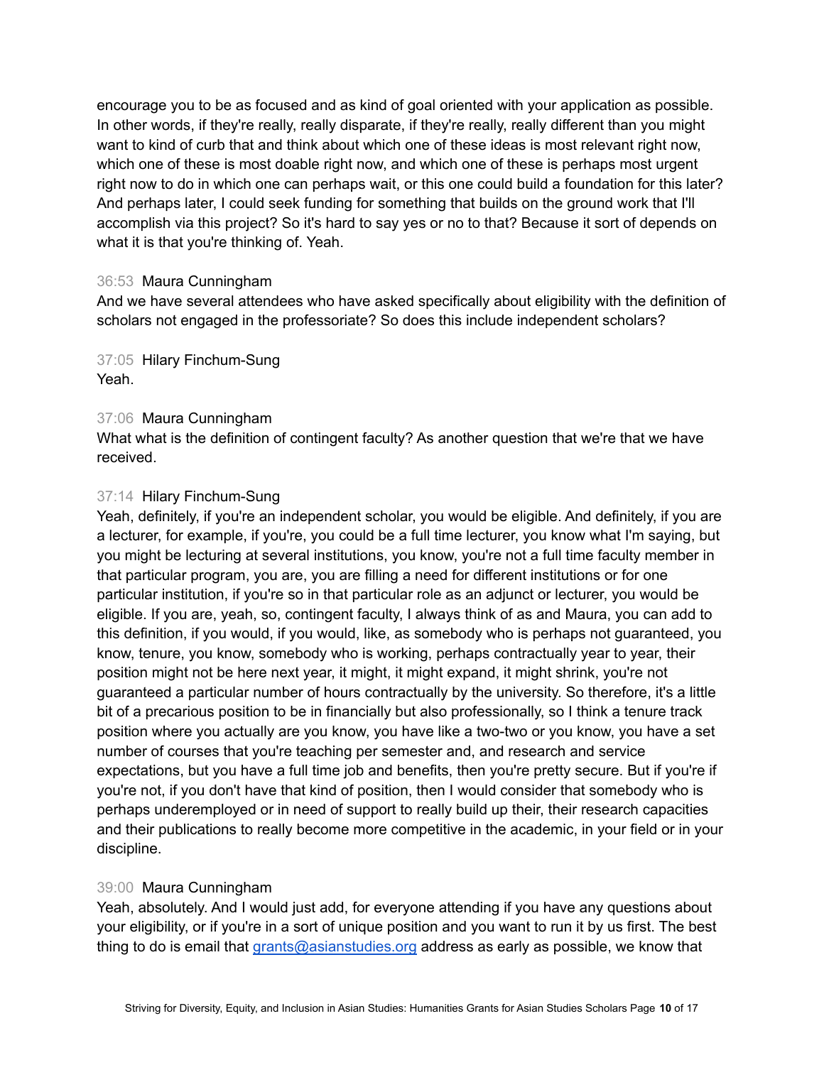encourage you to be as focused and as kind of goal oriented with your application as possible. In other words, if they're really, really disparate, if they're really, really different than you might want to kind of curb that and think about which one of these ideas is most relevant right now, which one of these is most doable right now, and which one of these is perhaps most urgent right now to do in which one can perhaps wait, or this one could build a foundation for this later? And perhaps later, I could seek funding for something that builds on the ground work that I'll accomplish via this project? So it's hard to say yes or no to that? Because it sort of depends on what it is that you're thinking of. Yeah.

36:53 Maura Cunningham
And we have several attendees who have asked specifically about eligibility with the definition of scholars not engaged in the professoriate? So does this include independent scholars?

37:05 Hilary Finchum-Sung
Yeah.

37:06 Maura Cunningham
What what is the definition of contingent faculty? As another question that we're that we have received.

37:14 Hilary Finchum-Sung
Yeah, definitely, if you're an independent scholar, you would be eligible. And definitely, if you are a lecturer, for example, if you're, you could be a full time lecturer, you know what I'm saying, but you might be lecturing at several institutions, you know, you're not a full time faculty member in that particular program, you are, you are filling a need for different institutions or for one particular institution, if you're so in that particular role as an adjunct or lecturer, you would be eligible. If you are, yeah, so, contingent faculty, I always think of as and Maura, you can add to this definition, if you would, if you would, like, as somebody who is perhaps not guaranteed, you know, tenure, you know, somebody who is working, perhaps contractually year to year, their position might not be here next year, it might, it might expand, it might shrink, you're not guaranteed a particular number of hours contractually by the university. So therefore, it's a little bit of a precarious position to be in financially but also professionally, so I think a tenure track position where you actually are you know, you have like a two-two or you know, you have a set number of courses that you're teaching per semester and, and research and service expectations, but you have a full time job and benefits, then you're pretty secure. But if you're if you're not, if you don't have that kind of position, then I would consider that somebody who is perhaps underemployed or in need of support to really build up their, their research capacities and their publications to really become more competitive in the academic, in your field or in your discipline.

39:00 Maura Cunningham
Yeah, absolutely. And I would just add, for everyone attending if you have any questions about your eligibility, or if you're in a sort of unique position and you want to run it by us first. The best thing to do is email that grants@asianstudies.org address as early as possible, we know that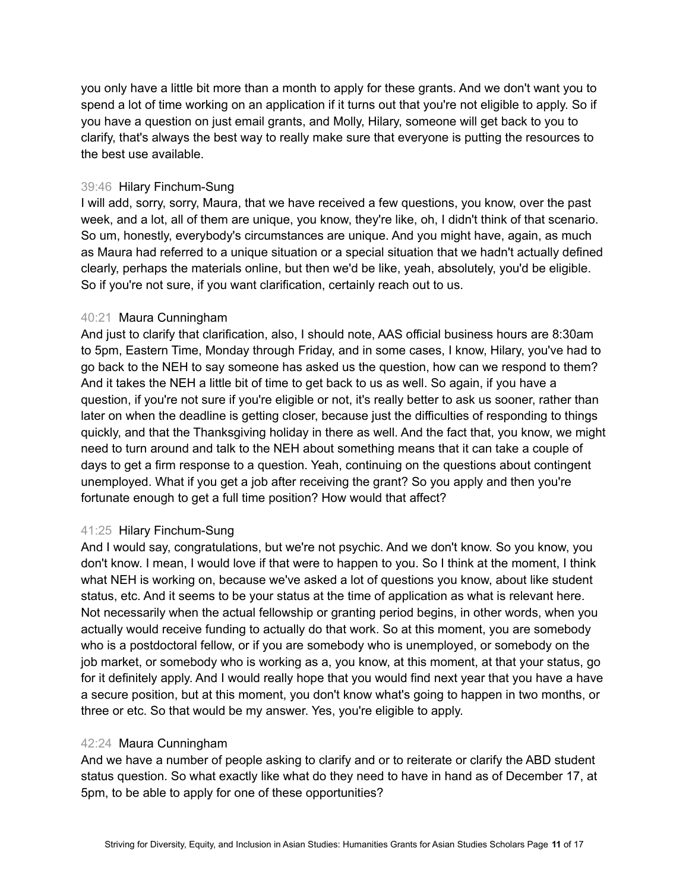you only have a little bit more than a month to apply for these grants. And we don't want you to spend a lot of time working on an application if it turns out that you're not eligible to apply. So if you have a question on just email grants, and Molly, Hilary, someone will get back to you to clarify, that's always the best way to really make sure that everyone is putting the resources to the best use available.

39:46 Hilary Finchum-Sung
I will add, sorry, sorry, Maura, that we have received a few questions, you know, over the past week, and a lot, all of them are unique, you know, they're like, oh, I didn't think of that scenario. So um, honestly, everybody's circumstances are unique. And you might have, again, as much as Maura had referred to a unique situation or a special situation that we hadn't actually defined clearly, perhaps the materials online, but then we'd be like, yeah, absolutely, you'd be eligible. So if you're not sure, if you want clarification, certainly reach out to us.

40:21 Maura Cunningham
And just to clarify that clarification, also, I should note, AAS official business hours are 8:30am to 5pm, Eastern Time, Monday through Friday, and in some cases, I know, Hilary, you've had to go back to the NEH to say someone has asked us the question, how can we respond to them? And it takes the NEH a little bit of time to get back to us as well. So again, if you have a question, if you're not sure if you're eligible or not, it's really better to ask us sooner, rather than later on when the deadline is getting closer, because just the difficulties of responding to things quickly, and that the Thanksgiving holiday in there as well. And the fact that, you know, we might need to turn around and talk to the NEH about something means that it can take a couple of days to get a firm response to a question. Yeah, continuing on the questions about contingent unemployed. What if you get a job after receiving the grant? So you apply and then you're fortunate enough to get a full time position? How would that affect?

41:25 Hilary Finchum-Sung
And I would say, congratulations, but we're not psychic. And we don't know. So you know, you don't know. I mean, I would love if that were to happen to you. So I think at the moment, I think what NEH is working on, because we've asked a lot of questions you know, about like student status, etc. And it seems to be your status at the time of application as what is relevant here. Not necessarily when the actual fellowship or granting period begins, in other words, when you actually would receive funding to actually do that work. So at this moment, you are somebody who is a postdoctoral fellow, or if you are somebody who is unemployed, or somebody on the job market, or somebody who is working as a, you know, at this moment, at that your status, go for it definitely apply. And I would really hope that you would find next year that you have a have a secure position, but at this moment, you don't know what's going to happen in two months, or three or etc. So that would be my answer. Yes, you're eligible to apply.

42:24 Maura Cunningham
And we have a number of people asking to clarify and or to reiterate or clarify the ABD student status question. So what exactly like what do they need to have in hand as of December 17, at 5pm, to be able to apply for one of these opportunities?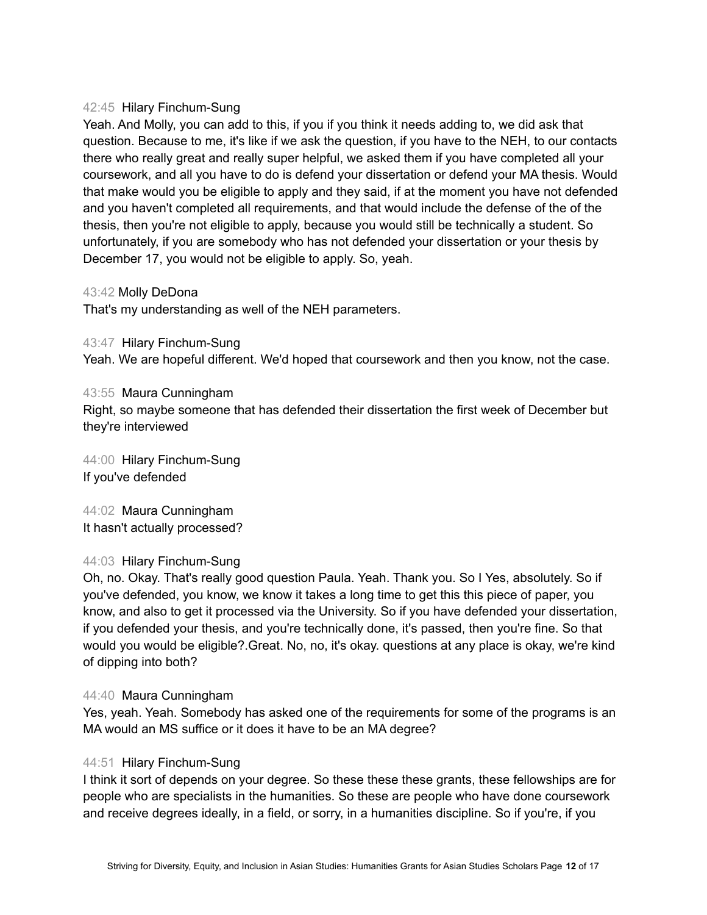42:45 Hilary Finchum-Sung
Yeah. And Molly, you can add to this, if you if you think it needs adding to, we did ask that question. Because to me, it's like if we ask the question, if you have to the NEH, to our contacts there who really great and really super helpful, we asked them if you have completed all your coursework, and all you have to do is defend your dissertation or defend your MA thesis. Would that make would you be eligible to apply and they said, if at the moment you have not defended and you haven't completed all requirements, and that would include the defense of the of the thesis, then you're not eligible to apply, because you would still be technically a student. So unfortunately, if you are somebody who has not defended your dissertation or your thesis by December 17, you would not be eligible to apply. So, yeah.

43:42 Molly DeDona
That's my understanding as well of the NEH parameters.

43:47 Hilary Finchum-Sung
Yeah. We are hopeful different. We'd hoped that coursework and then you know, not the case.

43:55 Maura Cunningham
Right, so maybe someone that has defended their dissertation the first week of December but they're interviewed

44:00 Hilary Finchum-Sung
If you've defended

44:02 Maura Cunningham
It hasn't actually processed?

44:03 Hilary Finchum-Sung
Oh, no. Okay. That's really good question Paula. Yeah. Thank you. So I Yes, absolutely. So if you've defended, you know, we know it takes a long time to get this this piece of paper, you know, and also to get it processed via the University. So if you have defended your dissertation, if you defended your thesis, and you're technically done, it's passed, then you're fine. So that would you would be eligible?.Great. No, no, it's okay. questions at any place is okay, we're kind of dipping into both?

44:40 Maura Cunningham
Yes, yeah. Yeah. Somebody has asked one of the requirements for some of the programs is an MA would an MS suffice or it does it have to be an MA degree?

44:51 Hilary Finchum-Sung
I think it sort of depends on your degree. So these these these grants, these fellowships are for people who are specialists in the humanities. So these are people who have done coursework and receive degrees ideally, in a field, or sorry, in a humanities discipline. So if you're, if you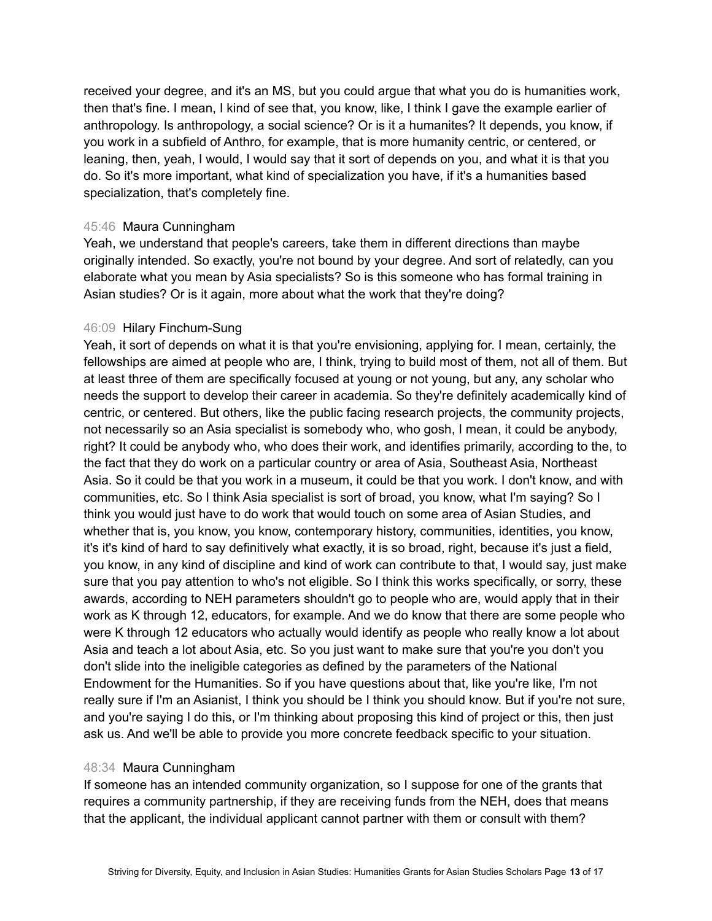received your degree, and it's an MS, but you could argue that what you do is humanities work, then that's fine. I mean, I kind of see that, you know, like, I think I gave the example earlier of anthropology. Is anthropology, a social science? Or is it a humanites? It depends, you know, if you work in a subfield of Anthro, for example, that is more humanity centric, or centered, or leaning, then, yeah, I would, I would say that it sort of depends on you, and what it is that you do. So it's more important, what kind of specialization you have, if it's a humanities based specialization, that's completely fine.

45:46 Maura Cunningham
Yeah, we understand that people's careers, take them in different directions than maybe originally intended. So exactly, you're not bound by your degree. And sort of relatedly, can you elaborate what you mean by Asia specialists? So is this someone who has formal training in Asian studies? Or is it again, more about what the work that they're doing?

46:09 Hilary Finchum-Sung
Yeah, it sort of depends on what it is that you're envisioning, applying for. I mean, certainly, the fellowships are aimed at people who are, I think, trying to build most of them, not all of them. But at least three of them are specifically focused at young or not young, but any, any scholar who needs the support to develop their career in academia. So they're definitely academically kind of centric, or centered. But others, like the public facing research projects, the community projects, not necessarily so an Asia specialist is somebody who, who gosh, I mean, it could be anybody, right? It could be anybody who, who does their work, and identifies primarily, according to the, to the fact that they do work on a particular country or area of Asia, Southeast Asia, Northeast Asia. So it could be that you work in a museum, it could be that you work. I don't know, and with communities, etc. So I think Asia specialist is sort of broad, you know, what I'm saying? So I think you would just have to do work that would touch on some area of Asian Studies, and whether that is, you know, you know, contemporary history, communities, identities, you know, it's it's kind of hard to say definitively what exactly, it is so broad, right, because it's just a field, you know, in any kind of discipline and kind of work can contribute to that, I would say, just make sure that you pay attention to who's not eligible. So I think this works specifically, or sorry, these awards, according to NEH parameters shouldn't go to people who are, would apply that in their work as K through 12, educators, for example. And we do know that there are some people who were K through 12 educators who actually would identify as people who really know a lot about Asia and teach a lot about Asia, etc. So you just want to make sure that you're you don't you don't slide into the ineligible categories as defined by the parameters of the National Endowment for the Humanities. So if you have questions about that, like you're like, I'm not really sure if I'm an Asianist, I think you should be I think you should know. But if you're not sure, and you're saying I do this, or I'm thinking about proposing this kind of project or this, then just ask us. And we'll be able to provide you more concrete feedback specific to your situation.

48:34 Maura Cunningham
If someone has an intended community organization, so I suppose for one of the grants that requires a community partnership, if they are receiving funds from the NEH, does that means that the applicant, the individual applicant cannot partner with them or consult with them?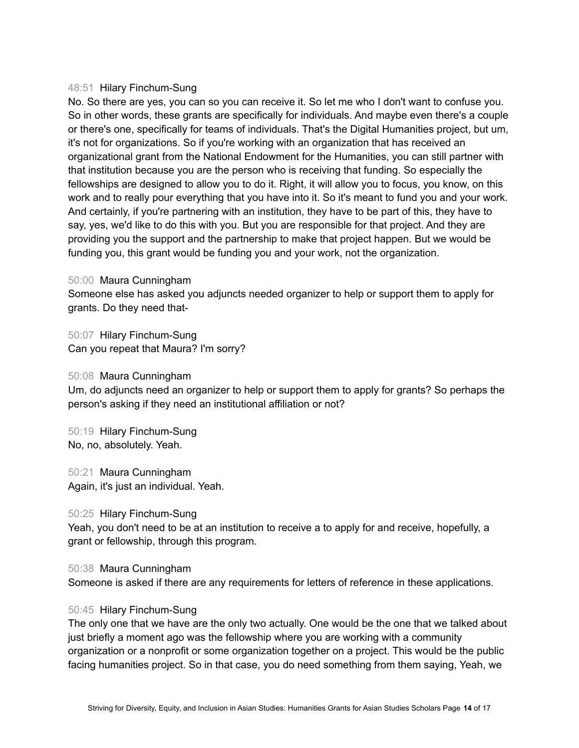48:51 Hilary Finchum-Sung
No. So there are yes, you can so you can receive it. So let me who I don't want to confuse you. So in other words, these grants are specifically for individuals. And maybe even there's a couple or there's one, specifically for teams of individuals. That's the Digital Humanities project, but um, it's not for organizations. So if you're working with an organization that has received an organizational grant from the National Endowment for the Humanities, you can still partner with that institution because you are the person who is receiving that funding. So especially the fellowships are designed to allow you to do it. Right, it will allow you to focus, you know, on this work and to really pour everything that you have into it. So it's meant to fund you and your work. And certainly, if you're partnering with an institution, they have to be part of this, they have to say, yes, we'd like to do this with you. But you are responsible for that project. And they are providing you the support and the partnership to make that project happen. But we would be funding you, this grant would be funding you and your work, not the organization.

50:00 Maura Cunningham
Someone else has asked you adjuncts needed organizer to help or support them to apply for grants. Do they need that-

50:07 Hilary Finchum-Sung
Can you repeat that Maura? I'm sorry?

50:08 Maura Cunningham
Um, do adjuncts need an organizer to help or support them to apply for grants? So perhaps the person's asking if they need an institutional affiliation or not?

50:19 Hilary Finchum-Sung
No, no, absolutely. Yeah.

50:21 Maura Cunningham
Again, it's just an individual. Yeah.

50:25 Hilary Finchum-Sung
Yeah, you don't need to be at an institution to receive a to apply for and receive, hopefully, a grant or fellowship, through this program.

50:38 Maura Cunningham
Someone is asked if there are any requirements for letters of reference in these applications.

50:45 Hilary Finchum-Sung
The only one that we have are the only two actually. One would be the one that we talked about just briefly a moment ago was the fellowship where you are working with a community organization or a nonprofit or some organization together on a project. This would be the public facing humanities project. So in that case, you do need something from them saying, Yeah, we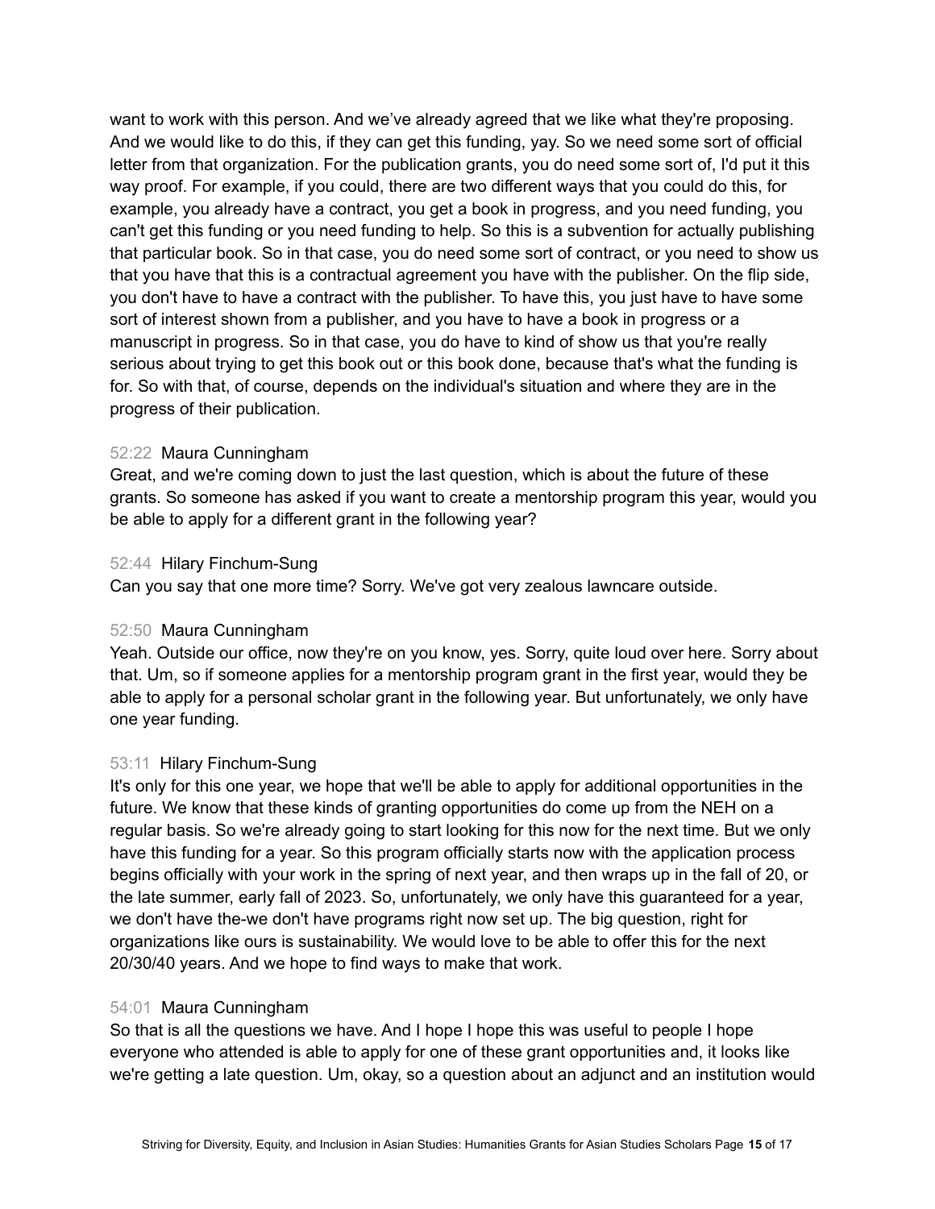want to work with this person. And we've already agreed that we like what they're proposing. And we would like to do this, if they can get this funding, yay. So we need some sort of official letter from that organization. For the publication grants, you do need some sort of, I'd put it this way proof. For example, if you could, there are two different ways that you could do this, for example, you already have a contract, you get a book in progress, and you need funding, you can't get this funding or you need funding to help. So this is a subvention for actually publishing that particular book. So in that case, you do need some sort of contract, or you need to show us that you have that this is a contractual agreement you have with the publisher. On the flip side, you don't have to have a contract with the publisher. To have this, you just have to have some sort of interest shown from a publisher, and you have to have a book in progress or a manuscript in progress. So in that case, you do have to kind of show us that you're really serious about trying to get this book out or this book done, because that's what the funding is for. So with that, of course, depends on the individual's situation and where they are in the progress of their publication.

52:22 Maura Cunningham
Great, and we're coming down to just the last question, which is about the future of these grants. So someone has asked if you want to create a mentorship program this year, would you be able to apply for a different grant in the following year?

52:44 Hilary Finchum-Sung
Can you say that one more time? Sorry. We've got very zealous lawncare outside.

52:50 Maura Cunningham
Yeah. Outside our office, now they're on you know, yes. Sorry, quite loud over here. Sorry about that. Um, so if someone applies for a mentorship program grant in the first year, would they be able to apply for a personal scholar grant in the following year. But unfortunately, we only have one year funding.

53:11 Hilary Finchum-Sung
It's only for this one year, we hope that we'll be able to apply for additional opportunities in the future. We know that these kinds of granting opportunities do come up from the NEH on a regular basis. So we're already going to start looking for this now for the next time. But we only have this funding for a year. So this program officially starts now with the application process begins officially with your work in the spring of next year, and then wraps up in the fall of 20, or the late summer, early fall of 2023. So, unfortunately, we only have this guaranteed for a year, we don't have the-we don't have programs right now set up. The big question, right for organizations like ours is sustainability. We would love to be able to offer this for the next 20/30/40 years. And we hope to find ways to make that work.

54:01 Maura Cunningham
So that is all the questions we have. And I hope I hope this was useful to people I hope everyone who attended is able to apply for one of these grant opportunities and, it looks like we're getting a late question. Um, okay, so a question about an adjunct and an institution would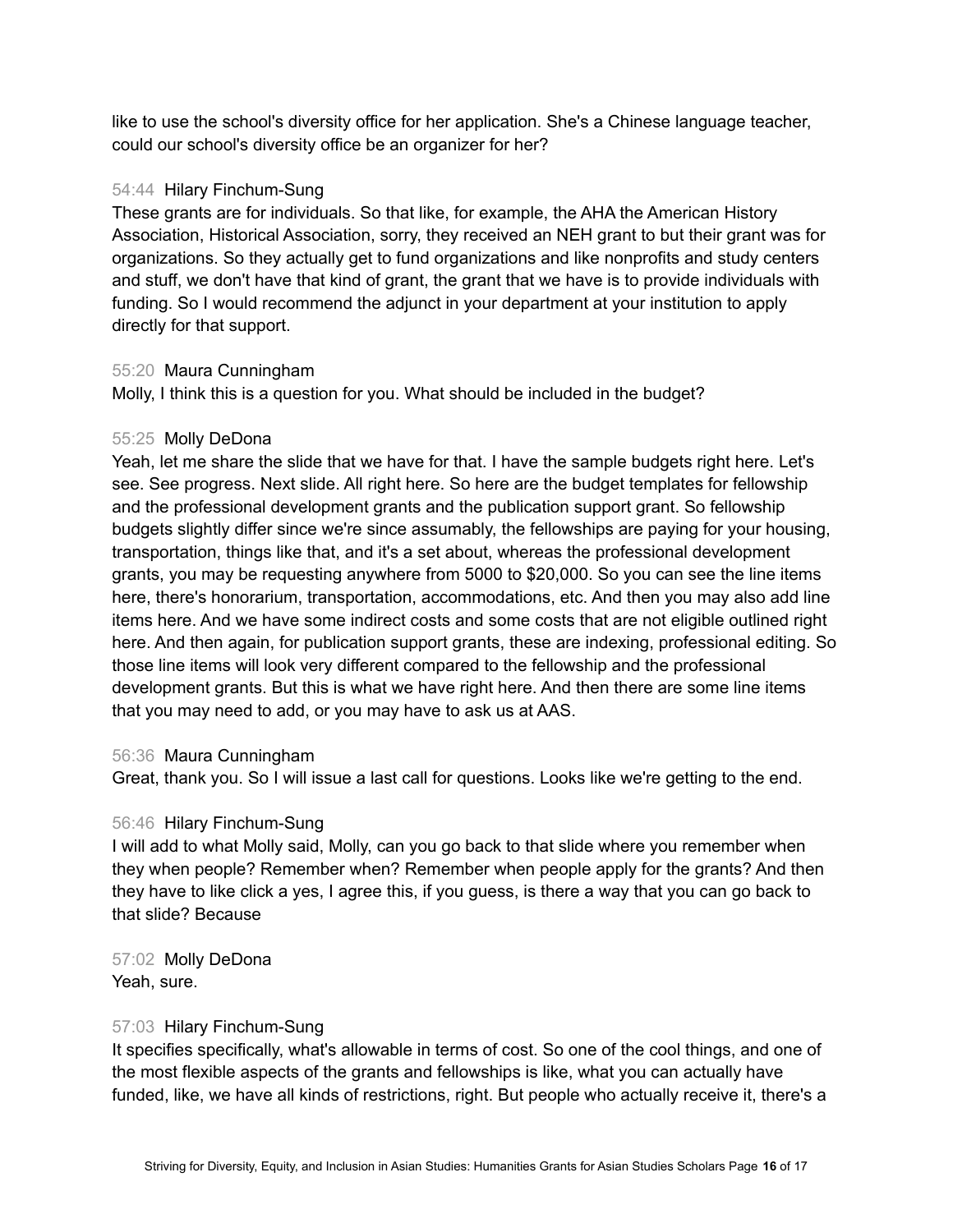like to use the school's diversity office for her application. She's a Chinese language teacher, could our school's diversity office be an organizer for her?

54:44 Hilary Finchum-Sung
These grants are for individuals. So that like, for example, the AHA the American History Association, Historical Association, sorry, they received an NEH grant to but their grant was for organizations. So they actually get to fund organizations and like nonprofits and study centers and stuff, we don't have that kind of grant, the grant that we have is to provide individuals with funding. So I would recommend the adjunct in your department at your institution to apply directly for that support.

55:20 Maura Cunningham
Molly, I think this is a question for you. What should be included in the budget?

55:25 Molly DeDona
Yeah, let me share the slide that we have for that. I have the sample budgets right here. Let's see. See progress. Next slide. All right here. So here are the budget templates for fellowship and the professional development grants and the publication support grant. So fellowship budgets slightly differ since we're since assumably, the fellowships are paying for your housing, transportation, things like that, and it's a set about, whereas the professional development grants, you may be requesting anywhere from 5000 to $20,000. So you can see the line items here, there's honorarium, transportation, accommodations, etc. And then you may also add line items here. And we have some indirect costs and some costs that are not eligible outlined right here. And then again, for publication support grants, these are indexing, professional editing. So those line items will look very different compared to the fellowship and the professional development grants. But this is what we have right here. And then there are some line items that you may need to add, or you may have to ask us at AAS.

56:36 Maura Cunningham
Great, thank you. So I will issue a last call for questions. Looks like we're getting to the end.

56:46 Hilary Finchum-Sung
I will add to what Molly said, Molly, can you go back to that slide where you remember when they when people? Remember when? Remember when people apply for the grants? And then they have to like click a yes, I agree this, if you guess, is there a way that you can go back to that slide? Because

57:02 Molly DeDona
Yeah, sure.

57:03 Hilary Finchum-Sung
It specifies specifically, what's allowable in terms of cost. So one of the cool things, and one of the most flexible aspects of the grants and fellowships is like, what you can actually have funded, like, we have all kinds of restrictions, right. But people who actually receive it, there's a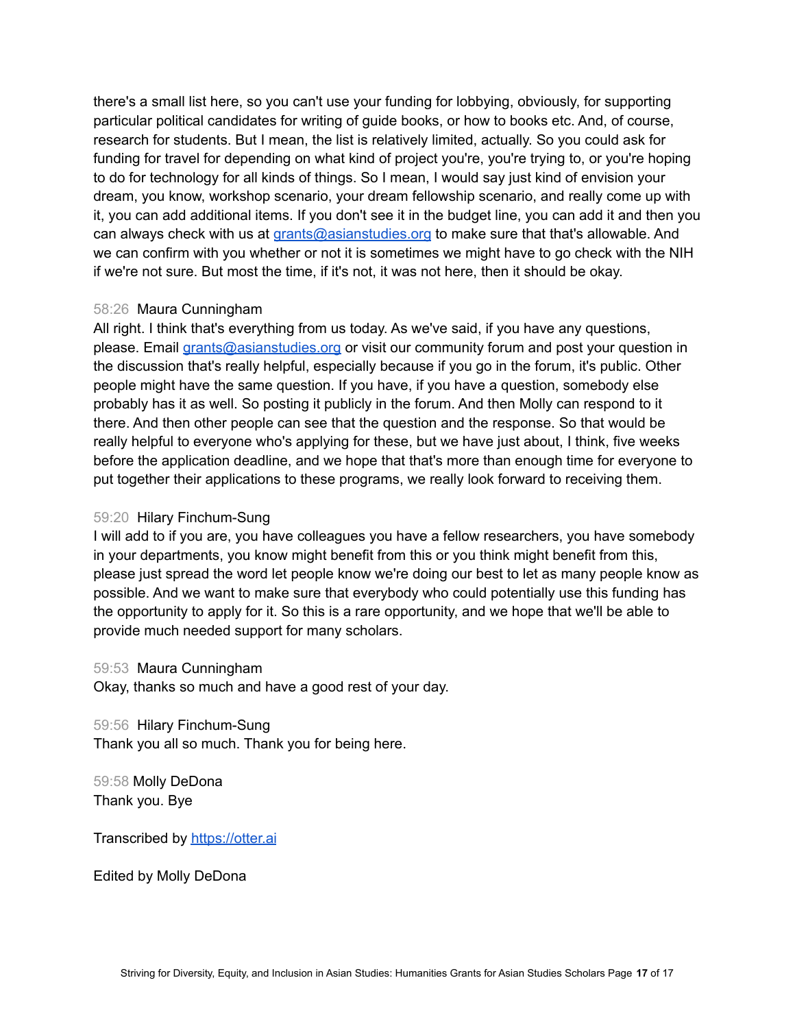there's a small list here, so you can't use your funding for lobbying, obviously, for supporting particular political candidates for writing of guide books, or how to books etc. And, of course, research for students. But I mean, the list is relatively limited, actually. So you could ask for funding for travel for depending on what kind of project you're, you're trying to, or you're hoping to do for technology for all kinds of things. So I mean, I would say just kind of envision your dream, you know, workshop scenario, your dream fellowship scenario, and really come up with it, you can add additional items. If you don't see it in the budget line, you can add it and then you can always check with us at grants@asianstudies.org to make sure that that's allowable. And we can confirm with you whether or not it is sometimes we might have to go check with the NIH if we're not sure. But most the time, if it's not, it was not here, then it should be okay.

58:26 Maura Cunningham
All right. I think that's everything from us today. As we've said, if you have any questions, please. Email grants@asianstudies.org or visit our community forum and post your question in the discussion that's really helpful, especially because if you go in the forum, it's public. Other people might have the same question. If you have, if you have a question, somebody else probably has it as well. So posting it publicly in the forum. And then Molly can respond to it there. And then other people can see that the question and the response. So that would be really helpful to everyone who's applying for these, but we have just about, I think, five weeks before the application deadline, and we hope that that's more than enough time for everyone to put together their applications to these programs, we really look forward to receiving them.

59:20 Hilary Finchum-Sung
I will add to if you are, you have colleagues you have a fellow researchers, you have somebody in your departments, you know might benefit from this or you think might benefit from this, please just spread the word let people know we're doing our best to let as many people know as possible. And we want to make sure that everybody who could potentially use this funding has the opportunity to apply for it. So this is a rare opportunity, and we hope that we'll be able to provide much needed support for many scholars.

59:53 Maura Cunningham
Okay, thanks so much and have a good rest of your day.

59:56 Hilary Finchum-Sung
Thank you all so much. Thank you for being here.

59:58 Molly DeDona
Thank you. Bye

Transcribed by https://otter.ai

Edited by Molly DeDona